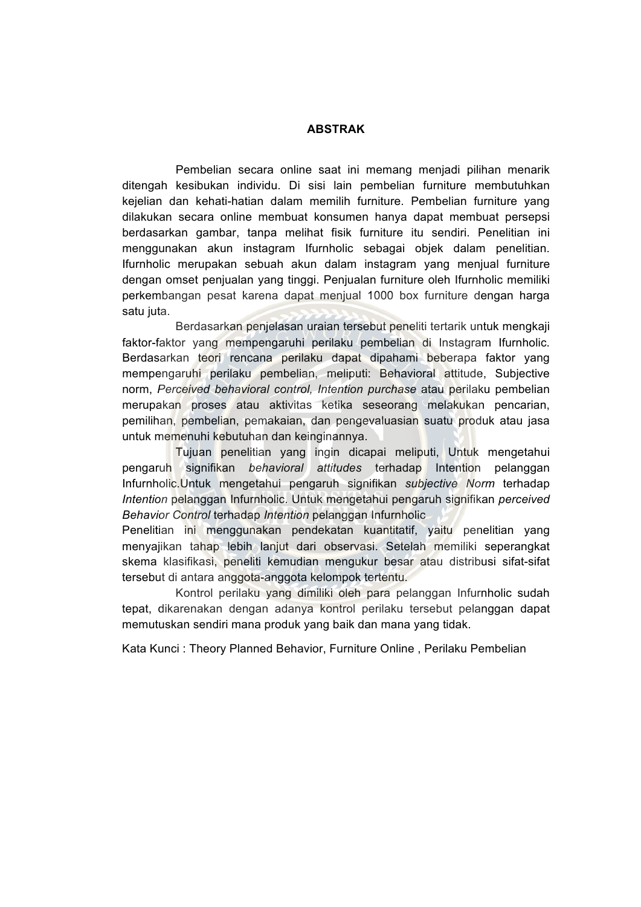# ABSTRAK

Pembelian secara online saat ini memang menjadi pilihan menarik ditengah kesibukan individu. Di sisi lain pembelian furniture membutuhkan kejelian dan kehati-hatian dalam memilih furniture. Pembelian furniture yang dilakukan secara online membuat konsumen hanya dapat membuat persepsi berdasarkan gambar, tanpa melihat fisik furniture itu sendiri. Penelitian ini menggunakan akun instagram Ifurnholic sebagai objek dalam penelitian. Ifurnholic merupakan sebuah akun dalam instagram yang menjual furniture dengan omset penjualan yang tinggi. Penjualan furniture oleh Ifurnholic memiliki perkembangan pesat karena dapat menjual 1000 box furniture dengan harga satu juta.

Berdasarkan penjelasan uraian tersebut peneliti tertarik untuk mengkaji faktor-faktor yang mempengaruhi perilaku pembelian di Instagram Ifurnholic. Berdasarkan teori rencana perilaku dapat dipahami beberapa faktor yang mempengaruhi perilaku pembelian, meliputi: Behavioral attitude, Subjective norm, *Perceived behavioral control, Intention purchase* atau perilaku pembelian merupakan proses atau aktivitas ketika seseorang melakukan pencarian, pemilihan, pembelian, pemakaian, dan pengevaluasian suatu produk atau jasa untuk memenuhi kebutuhan dan keinginannya.

Tujuan penelitian yang ingin dicapai meliputi, Untuk mengetahui pengaruh signifikan *behavioral attitudes* terhadap Intention pelanggan Infurnholic.Untuk mengetahui pengaruh signifikan *subjective Norm* terhadap *Intention* pelanggan Infurnholic. Untuk mengetahui pengaruh signifikan *perceived Behavior Control* terhadap *Intention* pelanggan Infurnholic

Penelitian ini menggunakan pendekatan kuantitatif, yaitu penelitian yang menyajikan tahap lebih lanjut dari observasi. Setelah memiliki seperangkat skema klasifikasi, peneliti kemudian mengukur besar atau distribusi sifat-sifat tersebut di antara anggota-anggota kelompok tertentu.

Kontrol perilaku yang dimiliki oleh para pelanggan Infurnholic sudah tepat, dikarenakan dengan adanya kontrol perilaku tersebut pelanggan dapat memutuskan sendiri mana produk yang baik dan mana yang tidak.

Kata Kunci : Theory Planned Behavior, Furniture Online , Perilaku Pembelian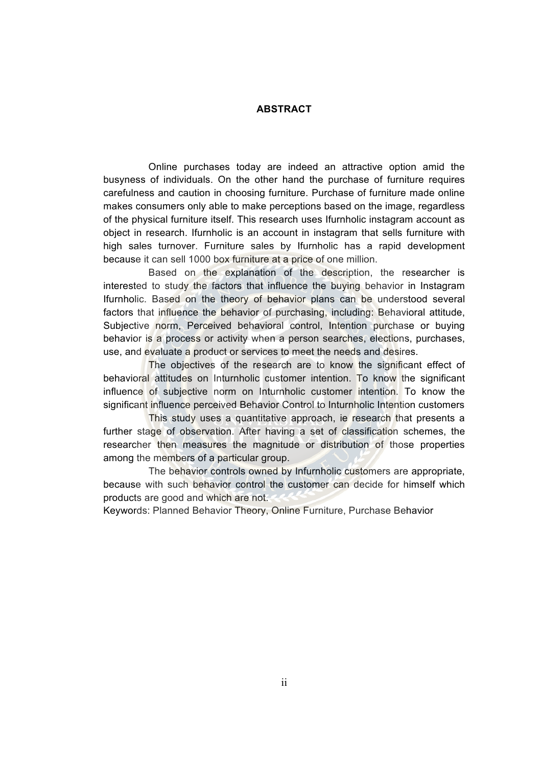## ABSTRACT

Online purchases today are indeed an attractive option amid the busyness of individuals. On the other hand the purchase of furniture requires carefulness and caution in choosing furniture. Purchase of furniture made online makes consumers only able to make perceptions based on the image, regardless of the physical furniture itself. This research uses Ifurnholic instagram account as object in research. Ifurnholic is an account in instagram that sells furniture with high sales turnover. Furniture sales by Ifurnholic has a rapid development because it can sell 1000 box furniture at a price of one million.

Based on the explanation of the description, the researcher is interested to study the factors that influence the buying behavior in Instagram Ifurnholic. Based on the theory of behavior plans can be understood several factors that influence the behavior of purchasing, including: Behavioral attitude, Subjective norm, Perceived behavioral control, Intention purchase or buying behavior is a process or activity when a person searches, elections, purchases, use, and evaluate a product or services to meet the needs and desires.

The objectives of the research are to know the significant effect of behavioral attitudes on Inturnholic customer intention. To know the significant influence of subjective norm on Inturnholic customer intention. To know the significant influence perceived Behavior Control to Inturnholic Intention customers

This study uses a quantitative approach, ie research that presents a further stage of observation. After having a set of classification schemes, the researcher then measures the magnitude or distribution of those properties among the members of a particular group.

The behavior controls owned by Infurnholic customers are appropriate, because with such behavior control the customer can decide for himself which products are good and which are not.

Keywords: Planned Behavior Theory, Online Furniture, Purchase Behavior